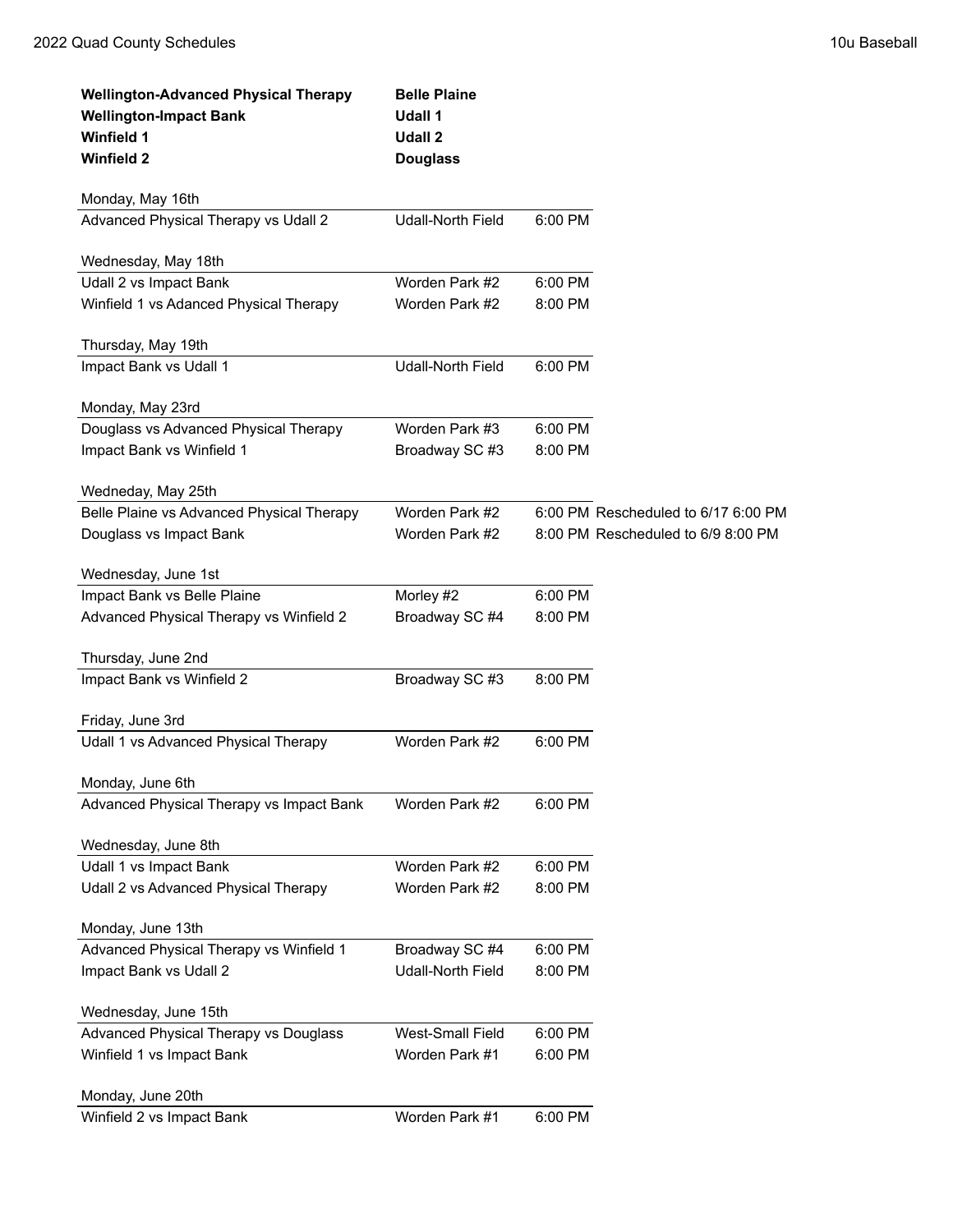| **Wellington-Advanced Physical Therapy** | **Belle Plaine** |
|---|---|
| **Wellington-Impact Bank** | **Udall 1** |
| **Winfield 1** | **Udall 2** |
| **Winfield 2** | **Douglass** |

| Game | Location | Time | Notes |
|---|---|---|---|
| **Monday, May 16th** | | | |
| Advanced Physical Therapy vs Udall 2 | Udall-North Field | 6:00 PM | |
| **Wednesday, May 18th** | | | |
| Udall 2 vs Impact Bank | Worden Park #2 | 6:00 PM | |
| Winfield 1 vs Adanced Physical Therapy | Worden Park #2 | 8:00 PM | |
| **Thursday, May 19th** | | | |
| Impact Bank vs Udall 1 | Udall-North Field | 6:00 PM | |
| **Monday, May 23rd** | | | |
| Douglass vs Advanced Physical Therapy | Worden Park #3 | 6:00 PM | |
| Impact Bank vs Winfield 1 | Broadway SC #3 | 8:00 PM | |
| **Wedneday, May 25th** | | | |
| Belle Plaine vs Advanced Physical Therapy | Worden Park #2 | 6:00 PM | Rescheduled to 6/17 6:00 PM |
| Douglass vs Impact Bank | Worden Park #2 | 8:00 PM | Rescheduled to 6/9 8:00 PM |
| **Wednesday, June 1st** | | | |
| Impact Bank vs Belle Plaine | Morley #2 | 6:00 PM | |
| Advanced Physical Therapy vs Winfield 2 | Broadway SC #4 | 8:00 PM | |
| **Thursday, June 2nd** | | | |
| Impact Bank vs Winfield 2 | Broadway SC #3 | 8:00 PM | |
| **Friday, June 3rd** | | | |
| Udall 1 vs Advanced Physical Therapy | Worden Park #2 | 6:00 PM | |
| **Monday, June 6th** | | | |
| Advanced Physical Therapy vs Impact Bank | Worden Park #2 | 6:00 PM | |
| **Wednesday, June 8th** | | | |
| Udall 1 vs Impact Bank | Worden Park #2 | 6:00 PM | |
| Udall 2 vs Advanced Physical Therapy | Worden Park #2 | 8:00 PM | |
| **Monday, June 13th** | | | |
| Advanced Physical Therapy vs Winfield 1 | Broadway SC #4 | 6:00 PM | |
| Impact Bank vs Udall 2 | Udall-North Field | 8:00 PM | |
| **Wednesday, June 15th** | | | |
| Advanced Physical Therapy vs Douglass | West-Small Field | 6:00 PM | |
| Winfield 1 vs Impact Bank | Worden Park #1 | 6:00 PM | |
| **Monday, June 20th** | | | |
| Winfield 2 vs Impact Bank | Worden Park #1 | 6:00 PM | |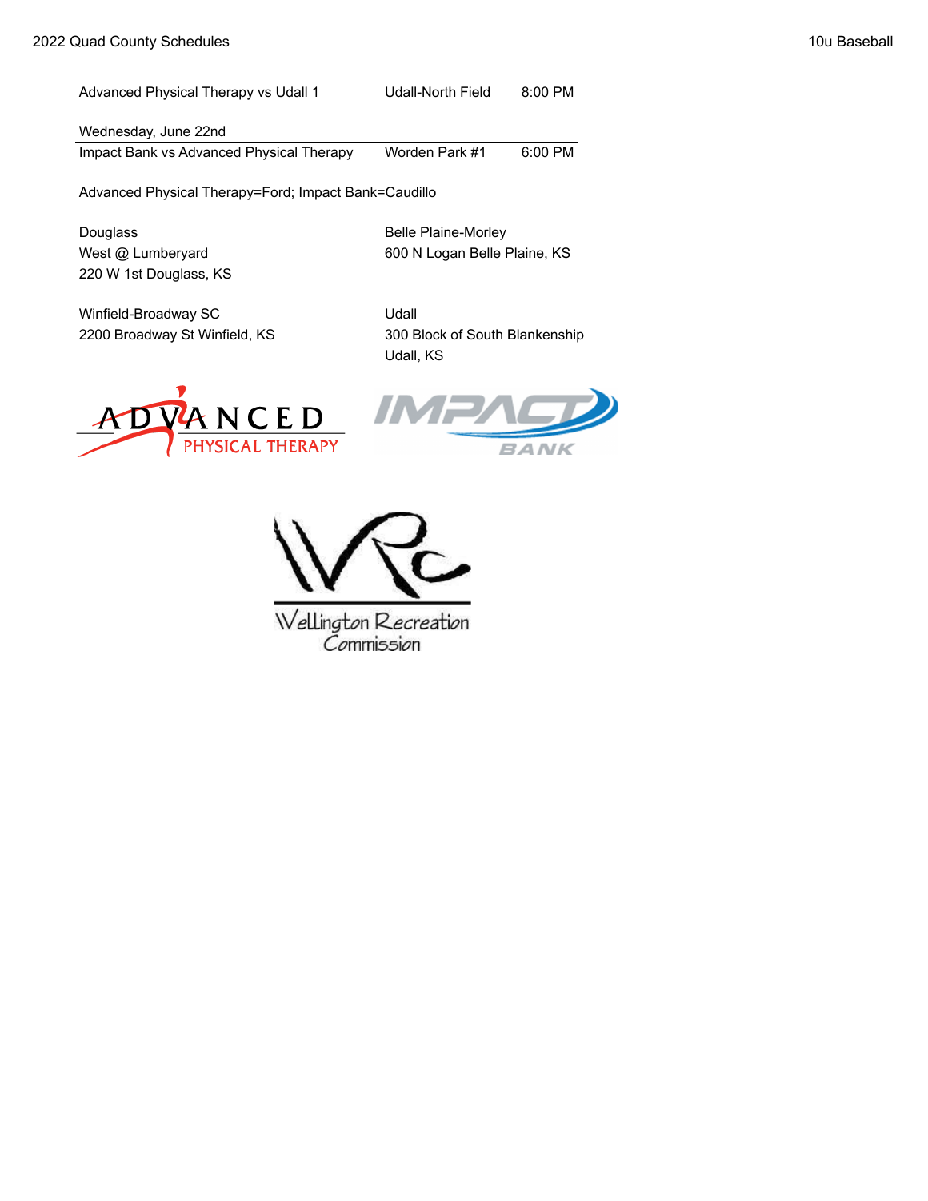| | | |
|---|---|---|
| Advanced Physical Therapy vs Udall 1 | Udall-North Field | 8:00 PM |

**Wednesday, June 22nd**

| | | |
|---|---|---|
| Impact Bank vs Advanced Physical Therapy | Worden Park #1 | 6:00 PM |

Advanced Physical Therapy=Ford; Impact Bank=Caudillo

Douglass
West @ Lumberyard
220 W 1st Douglass, KS

Belle Plaine-Morley
600 N Logan Belle Plaine, KS

Winfield-Broadway SC
2200 Broadway St Winfield, KS

Udall
300 Block of South Blankenship
Udall, KS

ADVANCED PHYSICAL THERAPY

IMPACT BANK

Wellington Recreation Commission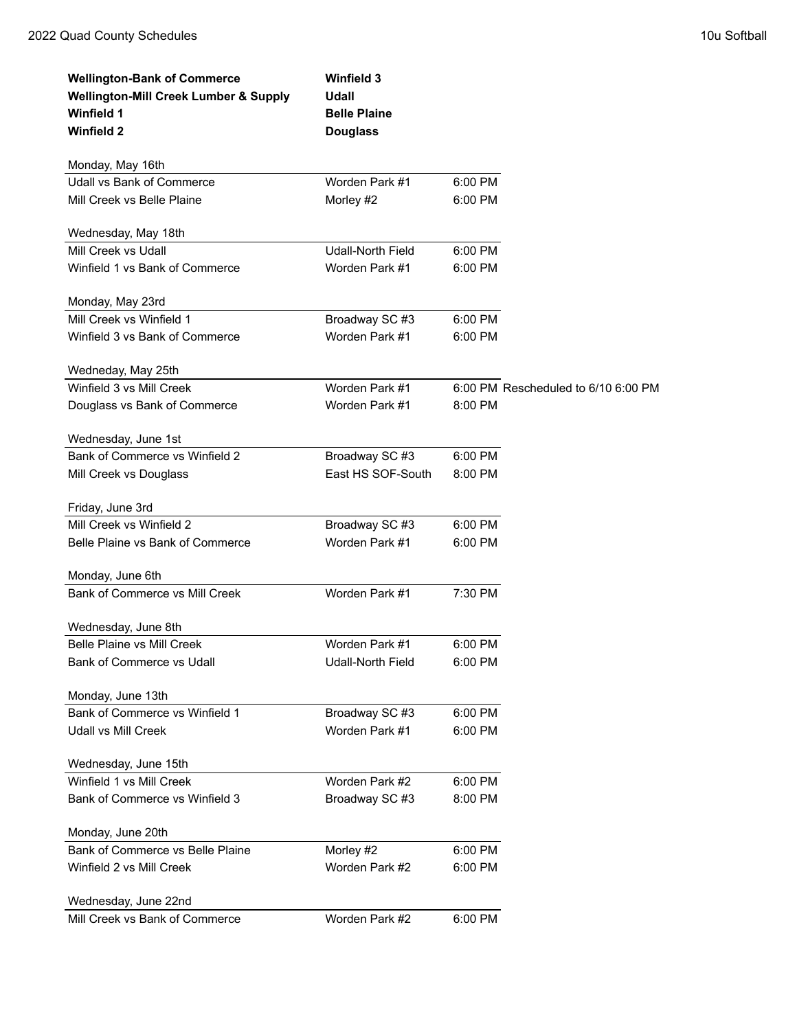**Wellington-Bank of Commerce**
**Wellington-Mill Creek Lumber & Supply**
**Winfield 1**
**Winfield 2**
**Winfield 3**
**Udall**
**Belle Plaine**
**Douglass**

| Monday, May 16th | | | |
|---|---|---|---|
| Udall vs Bank of Commerce | Worden Park #1 | 6:00 PM | |
| Mill Creek vs Belle Plaine | Morley #2 | 6:00 PM | |
| **Wednesday, May 18th** | | | |
| Mill Creek vs Udall | Udall-North Field | 6:00 PM | |
| Winfield 1 vs Bank of Commerce | Worden Park #1 | 6:00 PM | |
| **Monday, May 23rd** | | | |
| Mill Creek vs Winfield 1 | Broadway SC #3 | 6:00 PM | |
| Winfield 3 vs Bank of Commerce | Worden Park #1 | 6:00 PM | |
| **Wedneday, May 25th** | | | |
| Winfield 3 vs Mill Creek | Worden Park #1 | 6:00 PM | Rescheduled to 6/10 6:00 PM |
| Douglass vs Bank of Commerce | Worden Park #1 | 8:00 PM | |
| **Wednesday, June 1st** | | | |
| Bank of Commerce vs Winfield 2 | Broadway SC #3 | 6:00 PM | |
| Mill Creek vs Douglass | East HS SOF-South | 8:00 PM | |
| **Friday, June 3rd** | | | |
| Mill Creek vs Winfield 2 | Broadway SC #3 | 6:00 PM | |
| Belle Plaine vs Bank of Commerce | Worden Park #1 | 6:00 PM | |
| **Monday, June 6th** | | | |
| Bank of Commerce vs Mill Creek | Worden Park #1 | 7:30 PM | |
| **Wednesday, June 8th** | | | |
| Belle Plaine vs Mill Creek | Worden Park #1 | 6:00 PM | |
| Bank of Commerce vs Udall | Udall-North Field | 6:00 PM | |
| **Monday, June 13th** | | | |
| Bank of Commerce vs Winfield 1 | Broadway SC #3 | 6:00 PM | |
| Udall vs Mill Creek | Worden Park #1 | 6:00 PM | |
| **Wednesday, June 15th** | | | |
| Winfield 1 vs Mill Creek | Worden Park #2 | 6:00 PM | |
| Bank of Commerce vs Winfield 3 | Broadway SC #3 | 8:00 PM | |
| **Monday, June 20th** | | | |
| Bank of Commerce vs Belle Plaine | Morley #2 | 6:00 PM | |
| Winfield 2 vs Mill Creek | Worden Park #2 | 6:00 PM | |
| **Wednesday, June 22nd** | | | |
| Mill Creek vs Bank of Commerce | Worden Park #2 | 6:00 PM | |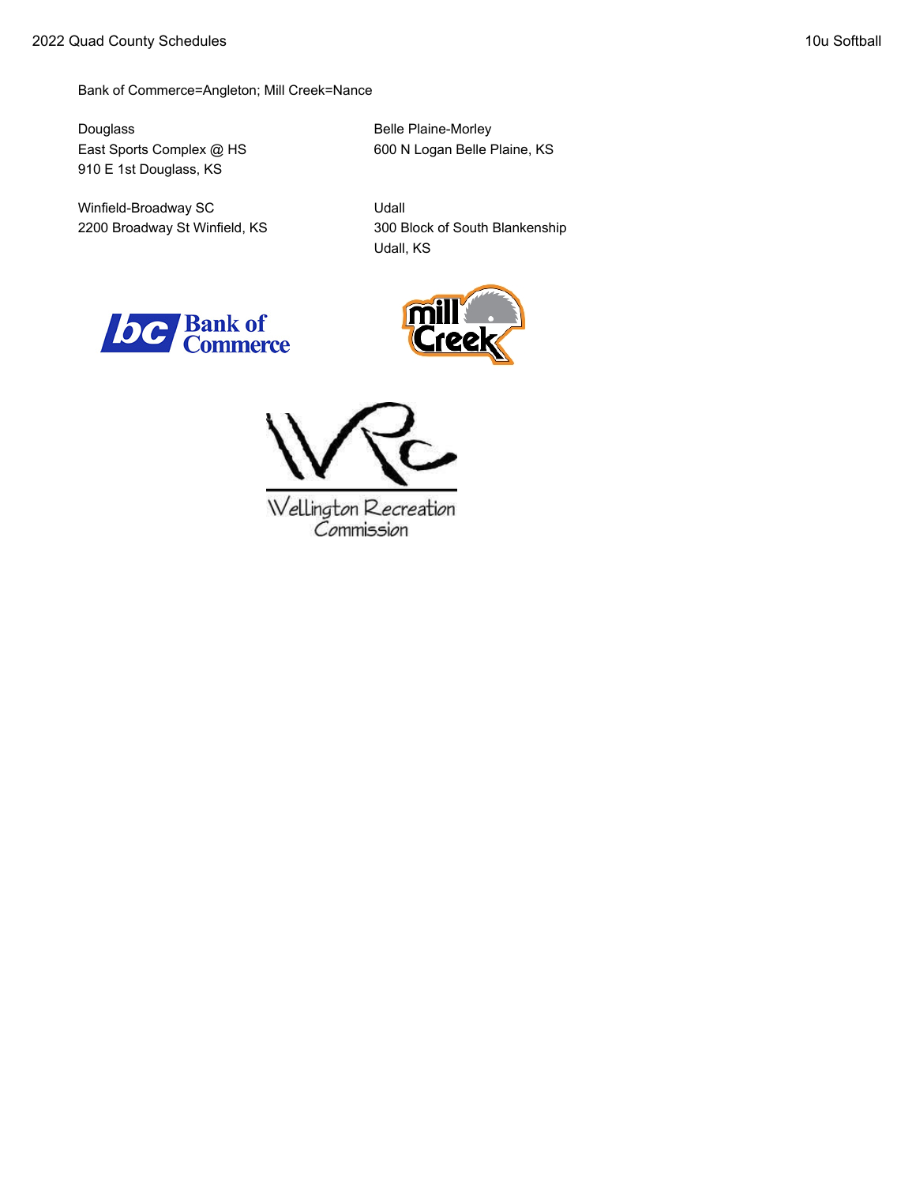Bank of Commerce=Angleton; Mill Creek=Nance

Douglass
East Sports Complex @ HS
910 E 1st Douglass, KS

Belle Plaine-Morley
600 N Logan Belle Plaine, KS

Winfield-Broadway SC
2200 Broadway St Winfield, KS

Udall
300 Block of South Blankenship
Udall, KS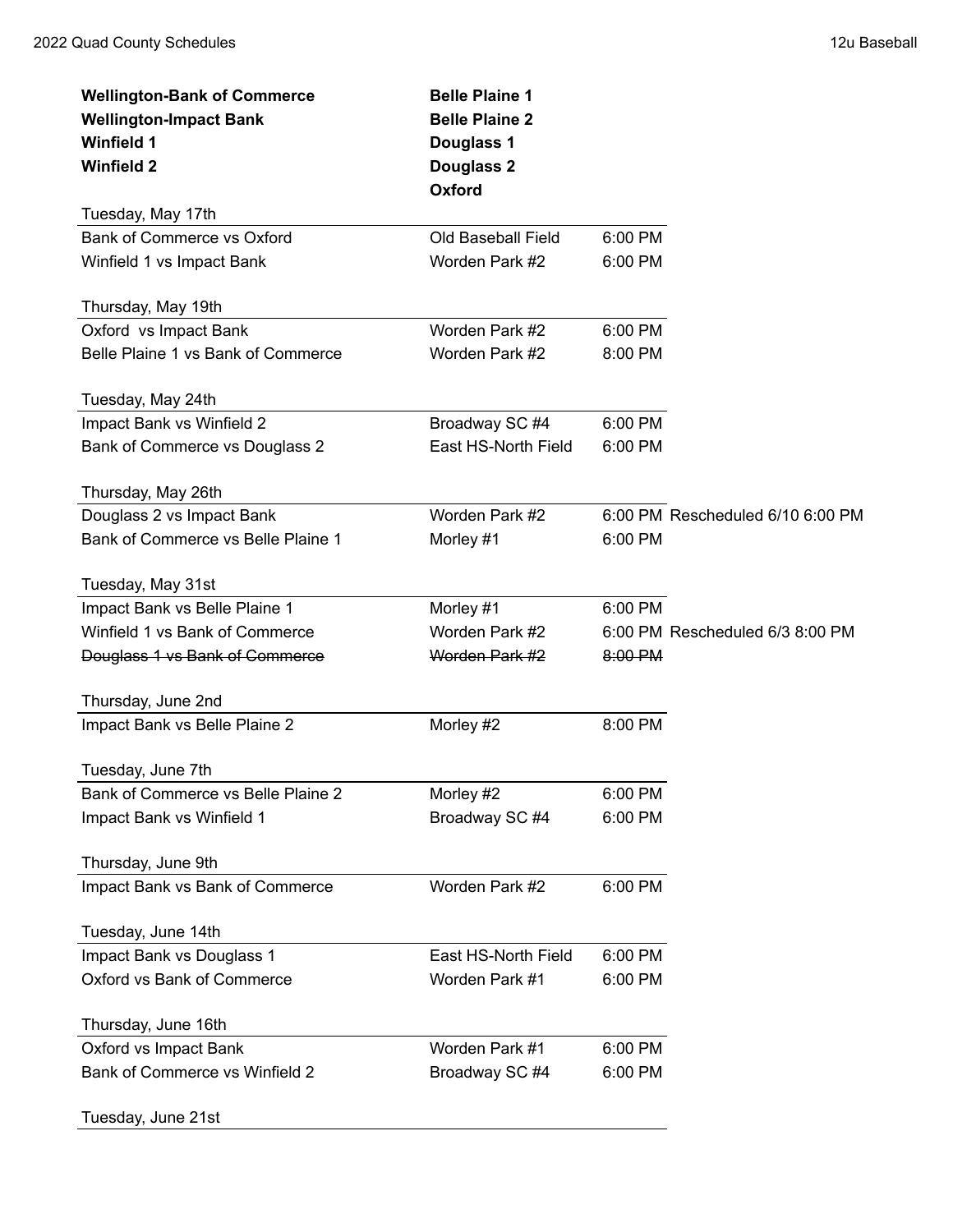| **Wellington-Bank of Commerce** | **Belle Plaine 1** |
|---|---|
| **Wellington-Impact Bank** | **Belle Plaine 2** |
| **Winfield 1** | **Douglass 1** |
| **Winfield 2** | **Douglass 2** |
| | **Oxford** |

| Tuesday, May 17th | | | |
|---|---|---|---|
| Bank of Commerce vs Oxford | Old Baseball Field | 6:00 PM | |
| Winfield 1 vs Impact Bank | Worden Park #2 | 6:00 PM | |
| | | | |
| **Thursday, May 19th** | | | |
| Oxford vs Impact Bank | Worden Park #2 | 6:00 PM | |
| Belle Plaine 1 vs Bank of Commerce | Worden Park #2 | 8:00 PM | |
| | | | |
| **Tuesday, May 24th** | | | |
| Impact Bank vs Winfield 2 | Broadway SC #4 | 6:00 PM | |
| Bank of Commerce vs Douglass 2 | East HS-North Field | 6:00 PM | |
| | | | |
| **Thursday, May 26th** | | | |
| Douglass 2 vs Impact Bank | Worden Park #2 | 6:00 PM | Rescheduled 6/10 6:00 PM |
| Bank of Commerce vs Belle Plaine 1 | Morley #1 | 6:00 PM | |
| | | | |
| **Tuesday, May 31st** | | | |
| Impact Bank vs Belle Plaine 1 | Morley #1 | 6:00 PM | |
| Winfield 1 vs Bank of Commerce | Worden Park #2 | 6:00 PM | Rescheduled 6/3 8:00 PM |
| ~~Douglass 1 vs Bank of Commerce~~ | ~~Worden Park #2~~ | ~~8:00 PM~~ | |
| | | | |
| **Thursday, June 2nd** | | | |
| Impact Bank vs Belle Plaine 2 | Morley #2 | 8:00 PM | |
| | | | |
| **Tuesday, June 7th** | | | |
| Bank of Commerce vs Belle Plaine 2 | Morley #2 | 6:00 PM | |
| Impact Bank vs Winfield 1 | Broadway SC #4 | 6:00 PM | |
| | | | |
| **Thursday, June 9th** | | | |
| Impact Bank vs Bank of Commerce | Worden Park #2 | 6:00 PM | |
| | | | |
| **Tuesday, June 14th** | | | |
| Impact Bank vs Douglass 1 | East HS-North Field | 6:00 PM | |
| Oxford vs Bank of Commerce | Worden Park #1 | 6:00 PM | |
| | | | |
| **Thursday, June 16th** | | | |
| Oxford vs Impact Bank | Worden Park #1 | 6:00 PM | |
| Bank of Commerce vs Winfield 2 | Broadway SC #4 | 6:00 PM | |
| | | | |
| **Tuesday, June 21st** | | | |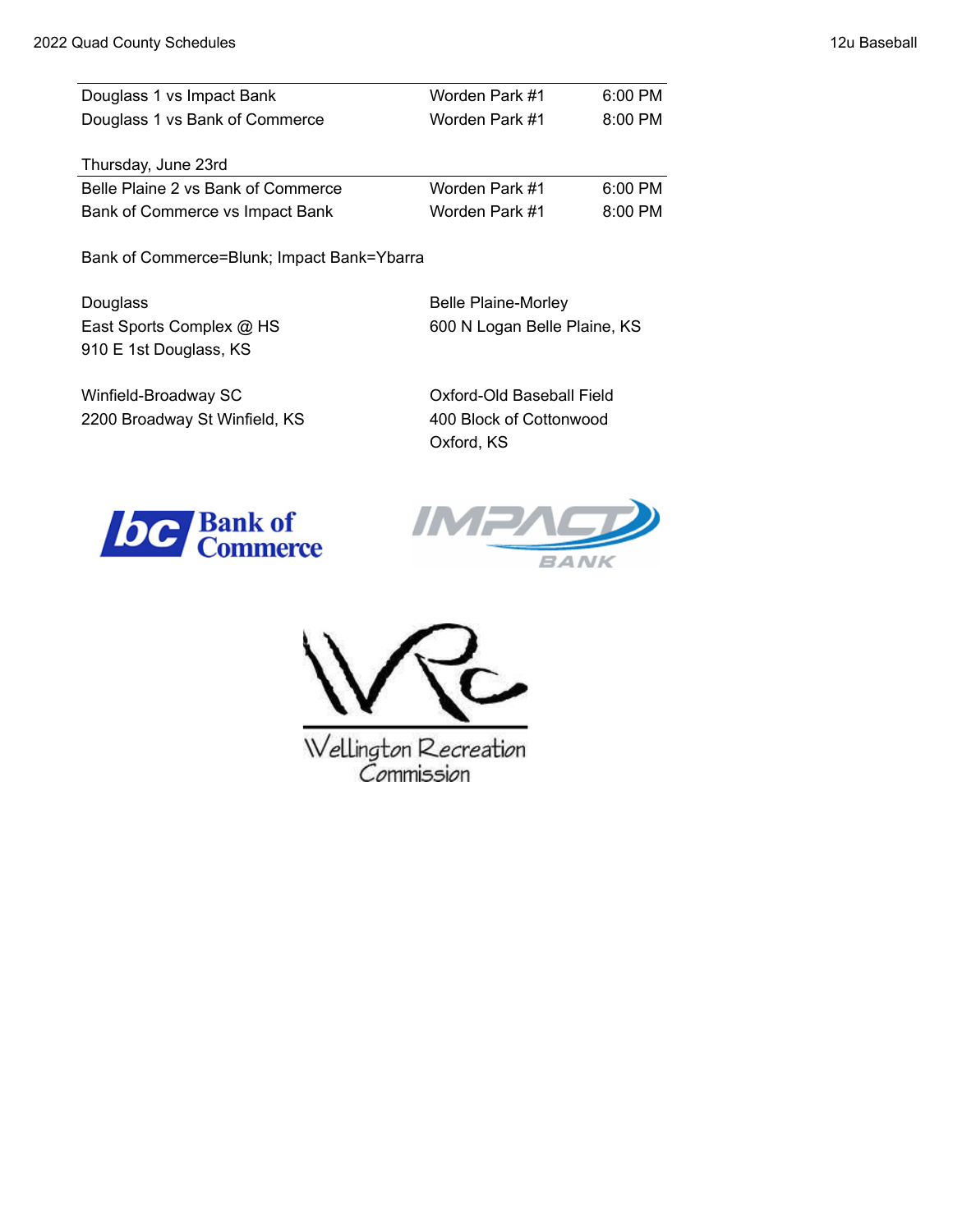| | | |
|---|---|---|
| Douglass 1 vs Impact Bank | Worden Park #1 | 6:00 PM |
| Douglass 1 vs Bank of Commerce | Worden Park #1 | 8:00 PM |

Thursday, June 23rd

| | | |
|---|---|---|
| Belle Plaine 2 vs Bank of Commerce | Worden Park #1 | 6:00 PM |
| Bank of Commerce vs Impact Bank | Worden Park #1 | 8:00 PM |

Bank of Commerce=Blunk; Impact Bank=Ybarra

Douglass
East Sports Complex @ HS
910 E 1st Douglass, KS

Belle Plaine-Morley
600 N Logan Belle Plaine, KS

Winfield-Broadway SC
2200 Broadway St Winfield, KS

Oxford-Old Baseball Field
400 Block of Cottonwood
Oxford, KS

Bank of Commerce

IMPACT BANK

Wellington Recreation Commission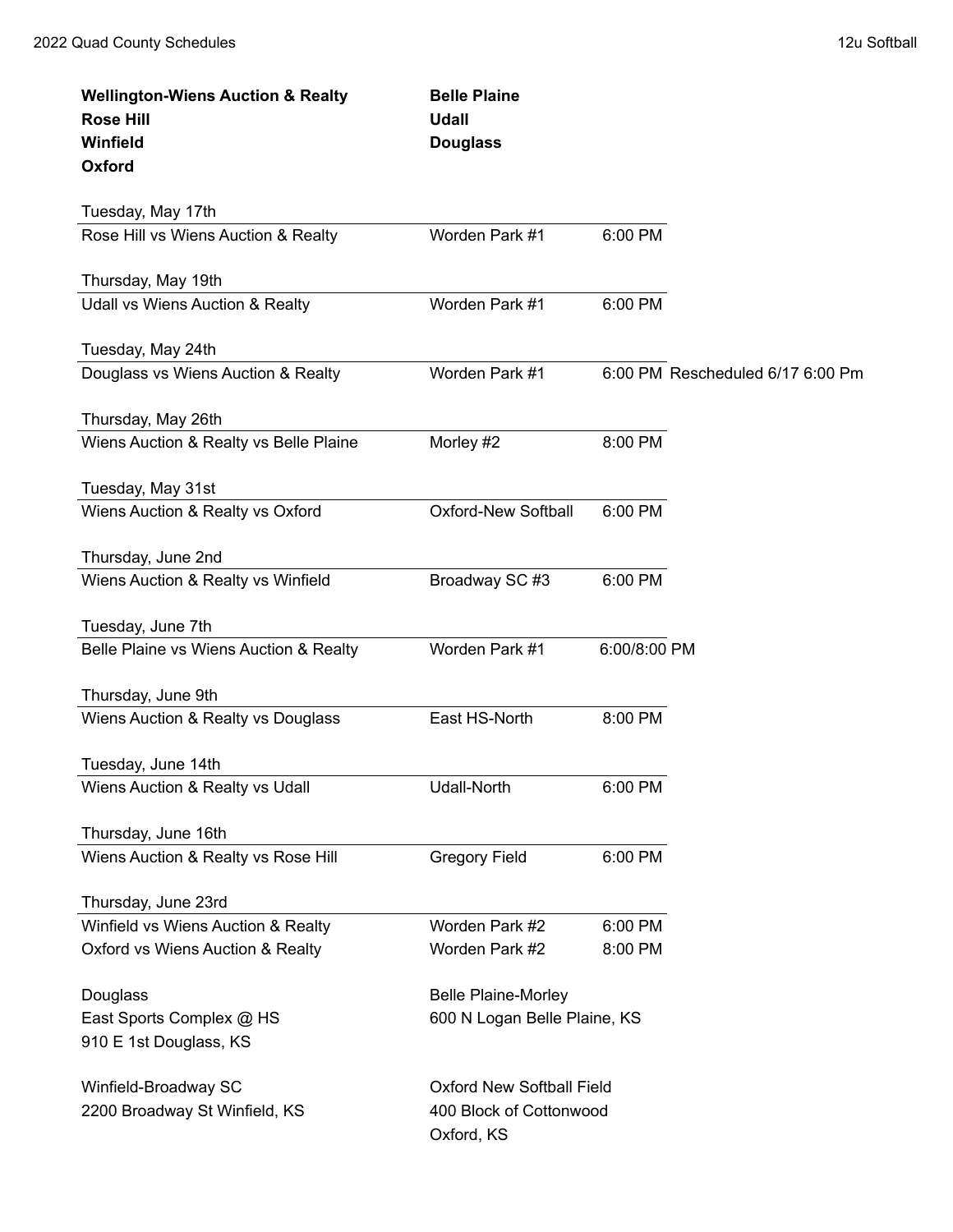| **Wellington-Wiens Auction & Realty** | **Belle Plaine** |
|---|---|
| **Rose Hill** | **Udall** |
| **Winfield** | **Douglass** |
| **Oxford** | |

Tuesday, May 17th

| | | | |
|---|---|---|---|
| Rose Hill vs Wiens Auction & Realty | Worden Park #1 | 6:00 PM | |

Thursday, May 19th

| | | | |
|---|---|---|---|
| Udall vs Wiens Auction & Realty | Worden Park #1 | 6:00 PM | |

Tuesday, May 24th

| | | | |
|---|---|---|---|
| Douglass vs Wiens Auction & Realty | Worden Park #1 | 6:00 PM | Rescheduled 6/17 6:00 Pm |

Thursday, May 26th

| | | | |
|---|---|---|---|
| Wiens Auction & Realty vs Belle Plaine | Morley #2 | 8:00 PM | |

Tuesday, May 31st

| | | | |
|---|---|---|---|
| Wiens Auction & Realty vs Oxford | Oxford-New Softball | 6:00 PM | |

Thursday, June 2nd

| | | | |
|---|---|---|---|
| Wiens Auction & Realty vs Winfield | Broadway SC #3 | 6:00 PM | |

Tuesday, June 7th

| | | | |
|---|---|---|---|
| Belle Plaine vs Wiens Auction & Realty | Worden Park #1 | 6:00/8:00 PM | |

Thursday, June 9th

| | | | |
|---|---|---|---|
| Wiens Auction & Realty vs Douglass | East HS-North | 8:00 PM | |

Tuesday, June 14th

| | | | |
|---|---|---|---|
| Wiens Auction & Realty vs Udall | Udall-North | 6:00 PM | |

Thursday, June 16th

| | | | |
|---|---|---|---|
| Wiens Auction & Realty vs Rose Hill | Gregory Field | 6:00 PM | |

Thursday, June 23rd

| | | | |
|---|---|---|---|
| Winfield vs Wiens Auction & Realty | Worden Park #2 | 6:00 PM | |
| Oxford vs Wiens Auction & Realty | Worden Park #2 | 8:00 PM | |

Douglass
East Sports Complex @ HS
910 E 1st Douglass, KS

Belle Plaine-Morley
600 N Logan Belle Plaine, KS

Winfield-Broadway SC
2200 Broadway St Winfield, KS

Oxford New Softball Field
400 Block of Cottonwood
Oxford, KS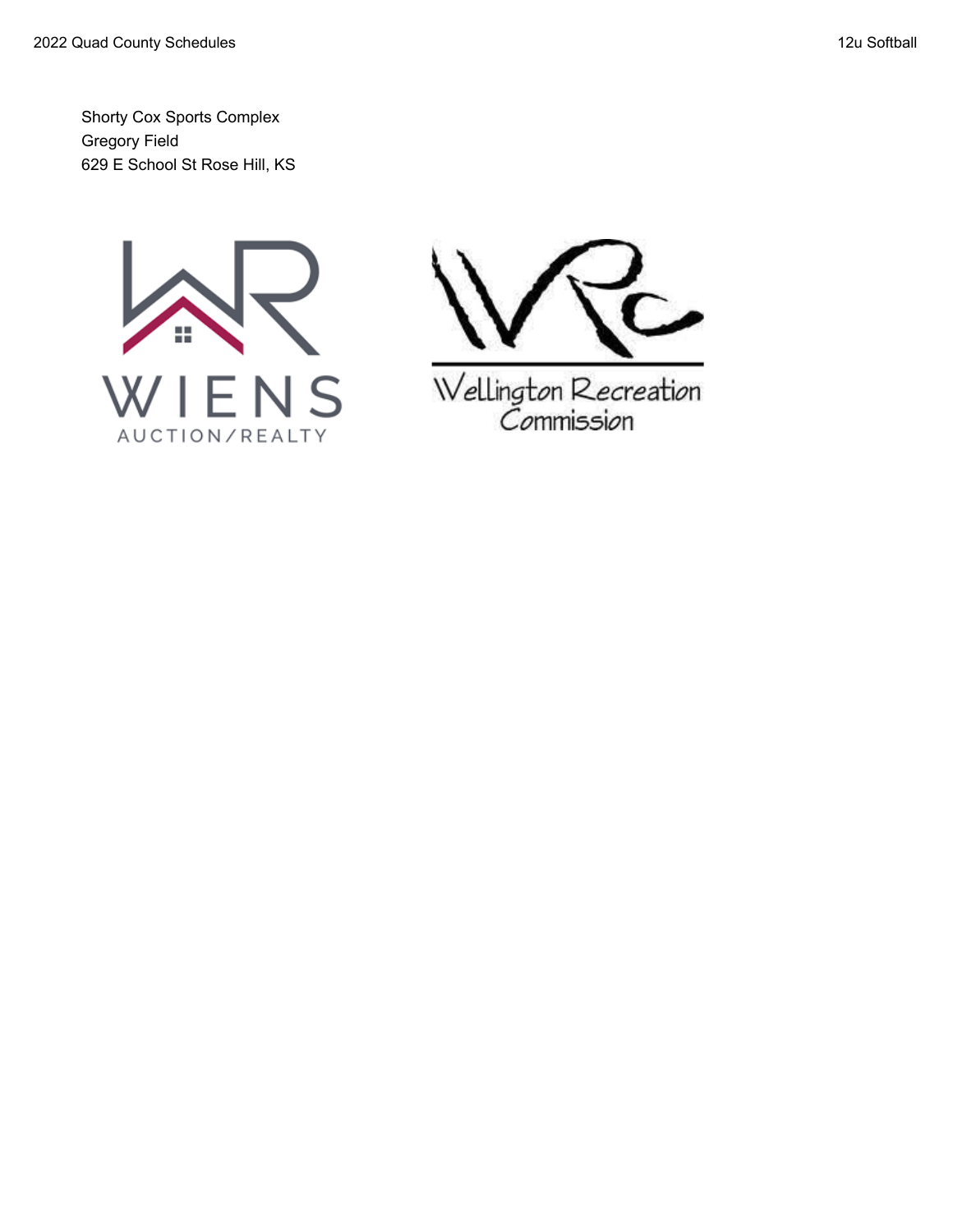Shorty Cox Sports Complex
Gregory Field
629 E School St Rose Hill, KS